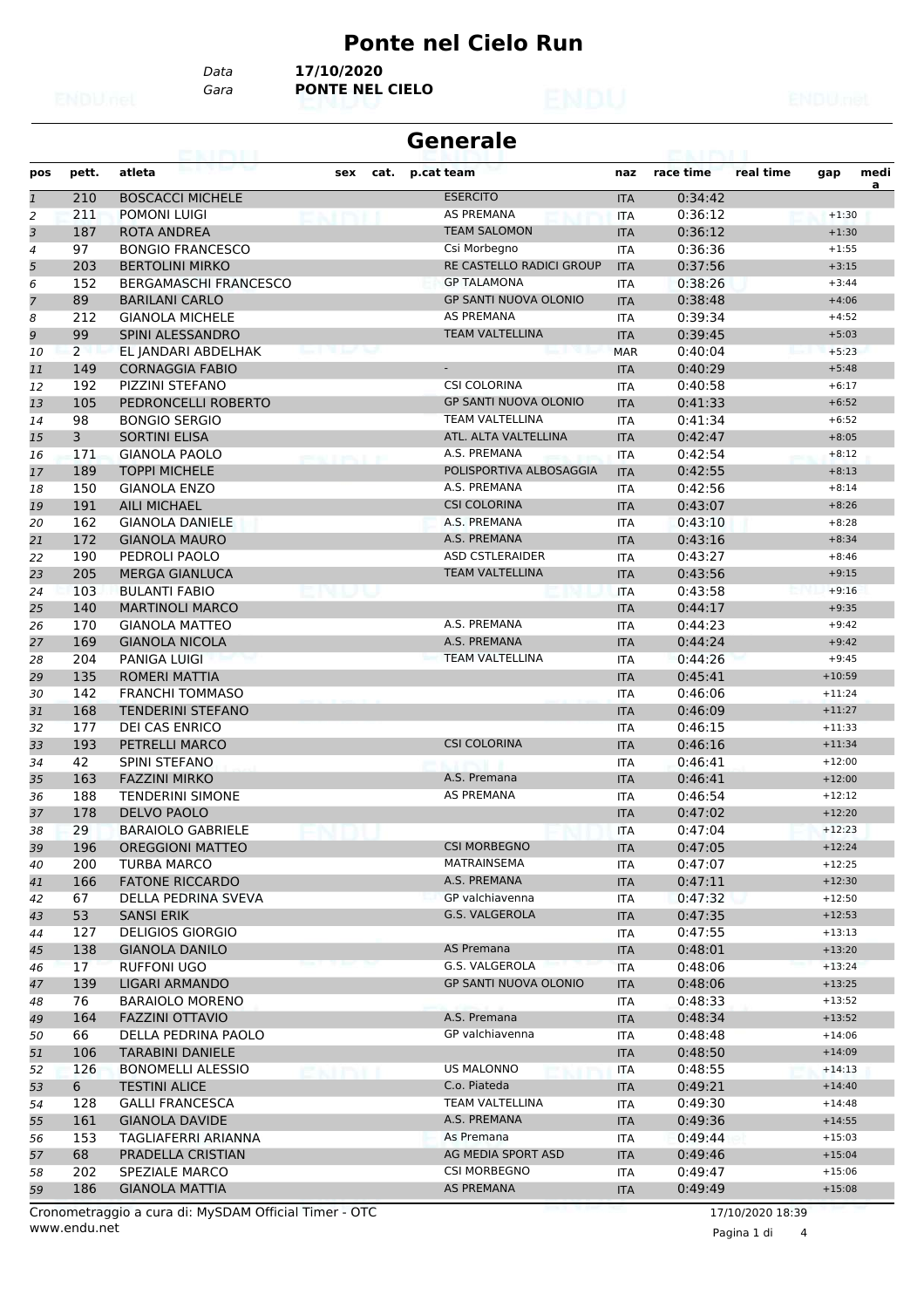# Ponte nel Cielo Run

Data **17/10/2020**
Gara **PONTE NEL CIELO**

## Generale

| pos | pett. | atleta | sex | cat. | p.cat team | naz | race time | real time | gap | media |
|---|---|---|---|---|---|---|---|---|---|---|
| 1 | 210 | BOSCACCI MICHELE | | | ESERCITO | ITA | 0:34:42 | | | |
| 2 | 211 | POMONI LUIGI | | | AS PREMANA | ITA | 0:36:12 | | +1:30 | |
| 3 | 187 | ROTA ANDREA | | | TEAM SALOMON | ITA | 0:36:12 | | +1:30 | |
| 4 | 97 | BONGIO FRANCESCO | | | Csi Morbegno | ITA | 0:36:36 | | +1:55 | |
| 5 | 203 | BERTOLINI MIRKO | | | RE CASTELLO RADICI GROUP | ITA | 0:37:56 | | +3:15 | |
| 6 | 152 | BERGAMASCHI FRANCESCO | | | GP TALAMONA | ITA | 0:38:26 | | +3:44 | |
| 7 | 89 | BARILANI CARLO | | | GP SANTI NUOVA OLONIO | ITA | 0:38:48 | | +4:06 | |
| 8 | 212 | GIANOLA MICHELE | | | AS PREMANA | ITA | 0:39:34 | | +4:52 | |
| 9 | 99 | SPINI ALESSANDRO | | | TEAM VALTELLINA | ITA | 0:39:45 | | +5:03 | |
| 10 | 2 | EL JANDARI ABDELHAK | | | | MAR | 0:40:04 | | +5:23 | |
| 11 | 149 | CORNAGGIA FABIO | | | - | ITA | 0:40:29 | | +5:48 | |
| 12 | 192 | PIZZINI STEFANO | | | CSI COLORINA | ITA | 0:40:58 | | +6:17 | |
| 13 | 105 | PEDRONCELLI ROBERTO | | | GP SANTI NUOVA OLONIO | ITA | 0:41:33 | | +6:52 | |
| 14 | 98 | BONGIO SERGIO | | | TEAM VALTELLINA | ITA | 0:41:34 | | +6:52 | |
| 15 | 3 | SORTINI ELISA | | | ATL. ALTA VALTELLINA | ITA | 0:42:47 | | +8:05 | |
| 16 | 171 | GIANOLA PAOLO | | | A.S. PREMANA | ITA | 0:42:54 | | +8:12 | |
| 17 | 189 | TOPPI MICHELE | | | POLISPORTIVA ALBOSAGGIA | ITA | 0:42:55 | | +8:13 | |
| 18 | 150 | GIANOLA ENZO | | | A.S. PREMANA | ITA | 0:42:56 | | +8:14 | |
| 19 | 191 | AILI MICHAEL | | | CSI COLORINA | ITA | 0:43:07 | | +8:26 | |
| 20 | 162 | GIANOLA DANIELE | | | A.S. PREMANA | ITA | 0:43:10 | | +8:28 | |
| 21 | 172 | GIANOLA MAURO | | | A.S. PREMANA | ITA | 0:43:16 | | +8:34 | |
| 22 | 190 | PEDROLI PAOLO | | | ASD CSTLERAIDER | ITA | 0:43:27 | | +8:46 | |
| 23 | 205 | MERGA GIANLUCA | | | TEAM VALTELLINA | ITA | 0:43:56 | | +9:15 | |
| 24 | 103 | BULANTI FABIO | | | | ITA | 0:43:58 | | +9:16 | |
| 25 | 140 | MARTINOLI MARCO | | | | ITA | 0:44:17 | | +9:35 | |
| 26 | 170 | GIANOLA MATTEO | | | A.S. PREMANA | ITA | 0:44:23 | | +9:42 | |
| 27 | 169 | GIANOLA NICOLA | | | A.S. PREMANA | ITA | 0:44:24 | | +9:42 | |
| 28 | 204 | PANIGA LUIGI | | | TEAM VALTELLINA | ITA | 0:44:26 | | +9:45 | |
| 29 | 135 | ROMERI MATTIA | | | | ITA | 0:45:41 | | +10:59 | |
| 30 | 142 | FRANCHI TOMMASO | | | | ITA | 0:46:06 | | +11:24 | |
| 31 | 168 | TENDERINI STEFANO | | | | ITA | 0:46:09 | | +11:27 | |
| 32 | 177 | DEI CAS ENRICO | | | | ITA | 0:46:15 | | +11:33 | |
| 33 | 193 | PETRELLI MARCO | | | CSI COLORINA | ITA | 0:46:16 | | +11:34 | |
| 34 | 42 | SPINI STEFANO | | | | ITA | 0:46:41 | | +12:00 | |
| 35 | 163 | FAZZINI MIRKO | | | A.S. Premana | ITA | 0:46:41 | | +12:00 | |
| 36 | 188 | TENDERINI SIMONE | | | AS PREMANA | ITA | 0:46:54 | | +12:12 | |
| 37 | 178 | DELVO PAOLO | | | | ITA | 0:47:02 | | +12:20 | |
| 38 | 29 | BARAIOLO GABRIELE | | | | ITA | 0:47:04 | | +12:23 | |
| 39 | 196 | OREGGIONI MATTEO | | | CSI MORBEGNO | ITA | 0:47:05 | | +12:24 | |
| 40 | 200 | TURBA MARCO | | | MATRAINSEMA | ITA | 0:47:07 | | +12:25 | |
| 41 | 166 | FATONE RICCARDO | | | A.S. PREMANA | ITA | 0:47:11 | | +12:30 | |
| 42 | 67 | DELLA PEDRINA SVEVA | | | GP valchiavenna | ITA | 0:47:32 | | +12:50 | |
| 43 | 53 | SANSI ERIK | | | G.S. VALGEROLA | ITA | 0:47:35 | | +12:53 | |
| 44 | 127 | DELIGIOS GIORGIO | | | | ITA | 0:47:55 | | +13:13 | |
| 45 | 138 | GIANOLA DANILO | | | AS Premana | ITA | 0:48:01 | | +13:20 | |
| 46 | 17 | RUFFONI UGO | | | G.S. VALGEROLA | ITA | 0:48:06 | | +13:24 | |
| 47 | 139 | LIGARI ARMANDO | | | GP SANTI NUOVA OLONIO | ITA | 0:48:06 | | +13:25 | |
| 48 | 76 | BARAIOLO MORENO | | | | ITA | 0:48:33 | | +13:52 | |
| 49 | 164 | FAZZINI OTTAVIO | | | A.S. Premana | ITA | 0:48:34 | | +13:52 | |
| 50 | 66 | DELLA PEDRINA PAOLO | | | GP valchiavenna | ITA | 0:48:48 | | +14:06 | |
| 51 | 106 | TARABINI DANIELE | | | | ITA | 0:48:50 | | +14:09 | |
| 52 | 126 | BONOMELLI ALESSIO | | | US MALONNO | ITA | 0:48:55 | | +14:13 | |
| 53 | 6 | TESTINI ALICE | | | C.o. Piateda | ITA | 0:49:21 | | +14:40 | |
| 54 | 128 | GALLI FRANCESCA | | | TEAM VALTELLINA | ITA | 0:49:30 | | +14:48 | |
| 55 | 161 | GIANOLA DAVIDE | | | A.S. PREMANA | ITA | 0:49:36 | | +14:55 | |
| 56 | 153 | TAGLIAFERRI ARIANNA | | | As Premana | ITA | 0:49:44 | | +15:03 | |
| 57 | 68 | PRADELLA CRISTIAN | | | AG MEDIA SPORT ASD | ITA | 0:49:46 | | +15:04 | |
| 58 | 202 | SPEZIALE MARCO | | | CSI MORBEGNO | ITA | 0:49:47 | | +15:06 | |
| 59 | 186 | GIANOLA MATTIA | | | AS PREMANA | ITA | 0:49:49 | | +15:08 | |

Cronometraggio a cura di: MySDAM Official Timer - OTC
www.endu.net

17/10/2020 18:39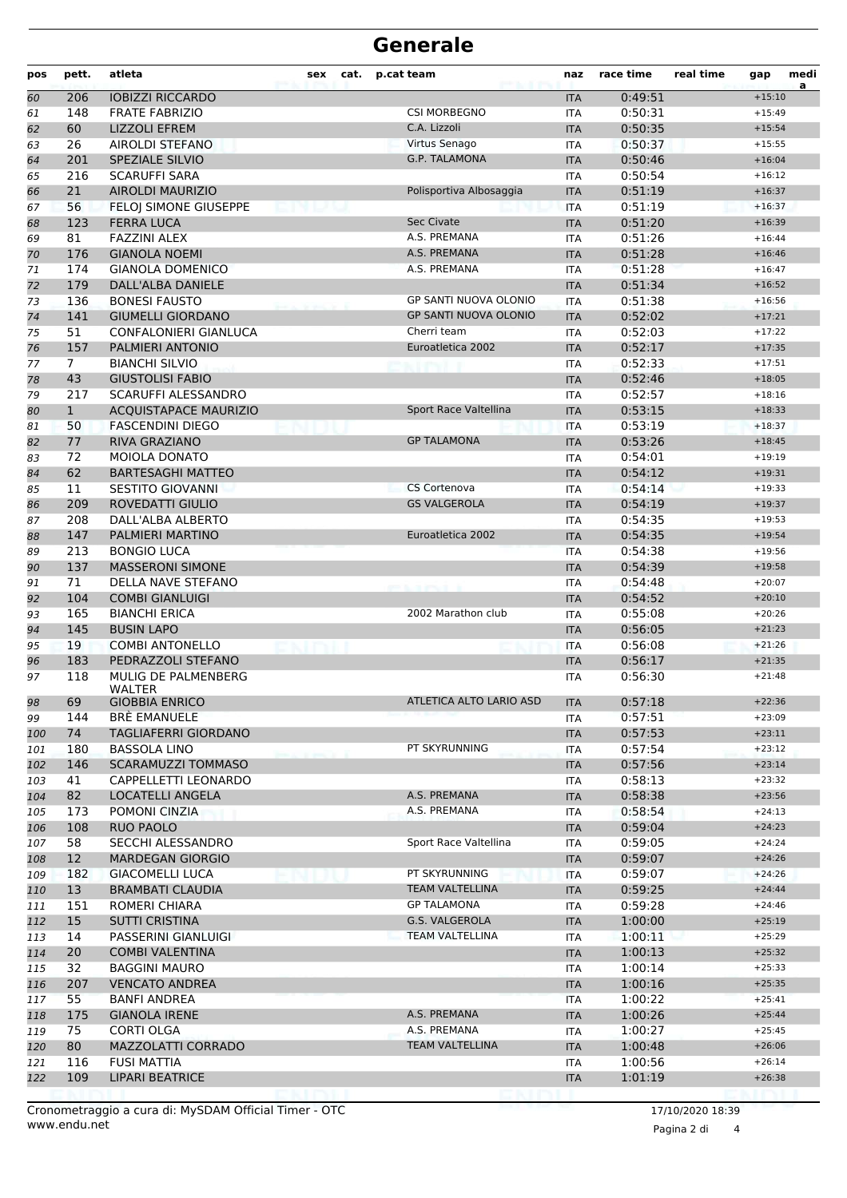# Generale

| pos | pett. | atleta | sex | cat. | p.cat | team | naz | race time | real time | gap | media |
|---|---|---|---|---|---|---|---|---|---|---|---|
| 60 | 206 | IOBIZZI RICCARDO | | | | | ITA | 0:49:51 | | +15:10 | |
| 61 | 148 | FRATE FABRIZIO | | | | CSI MORBEGNO | ITA | 0:50:31 | | +15:49 | |
| 62 | 60 | LIZZOLI EFREM | | | | C.A. Lizzoli | ITA | 0:50:35 | | +15:54 | |
| 63 | 26 | AIROLDI STEFANO | | | | Virtus Senago | ITA | 0:50:37 | | +15:55 | |
| 64 | 201 | SPEZIALE SILVIO | | | | G.P. TALAMONA | ITA | 0:50:46 | | +16:04 | |
| 65 | 216 | SCARUFFI SARA | | | | | ITA | 0:50:54 | | +16:12 | |
| 66 | 21 | AIROLDI MAURIZIO | | | | Polisportiva Albosaggia | ITA | 0:51:19 | | +16:37 | |
| 67 | 56 | FELOJ SIMONE GIUSEPPE | | | | | ITA | 0:51:19 | | +16:37 | |
| 68 | 123 | FERRA LUCA | | | | Sec Civate | ITA | 0:51:20 | | +16:39 | |
| 69 | 81 | FAZZINI ALEX | | | | A.S. PREMANA | ITA | 0:51:26 | | +16:44 | |
| 70 | 176 | GIANOLA NOEMI | | | | A.S. PREMANA | ITA | 0:51:28 | | +16:46 | |
| 71 | 174 | GIANOLA DOMENICO | | | | A.S. PREMANA | ITA | 0:51:28 | | +16:47 | |
| 72 | 179 | DALL'ALBA DANIELE | | | | | ITA | 0:51:34 | | +16:52 | |
| 73 | 136 | BONESI FAUSTO | | | | GP SANTI NUOVA OLONIO | ITA | 0:51:38 | | +16:56 | |
| 74 | 141 | GIUMELLI GIORDANO | | | | GP SANTI NUOVA OLONIO | ITA | 0:52:02 | | +17:21 | |
| 75 | 51 | CONFALONIERI GIANLUCA | | | | Cherri team | ITA | 0:52:03 | | +17:22 | |
| 76 | 157 | PALMIERI ANTONIO | | | | Euroatletica 2002 | ITA | 0:52:17 | | +17:35 | |
| 77 | 7 | BIANCHI SILVIO | | | | | ITA | 0:52:33 | | +17:51 | |
| 78 | 43 | GIUSTOLISI FABIO | | | | | ITA | 0:52:46 | | +18:05 | |
| 79 | 217 | SCARUFFI ALESSANDRO | | | | | ITA | 0:52:57 | | +18:16 | |
| 80 | 1 | ACQUISTAPACE MAURIZIO | | | | Sport Race Valtellina | ITA | 0:53:15 | | +18:33 | |
| 81 | 50 | FASCENDINI DIEGO | | | | | ITA | 0:53:19 | | +18:37 | |
| 82 | 77 | RIVA GRAZIANO | | | | GP TALAMONA | ITA | 0:53:26 | | +18:45 | |
| 83 | 72 | MOIOLA DONATO | | | | | ITA | 0:54:01 | | +19:19 | |
| 84 | 62 | BARTESAGHI MATTEO | | | | | ITA | 0:54:12 | | +19:31 | |
| 85 | 11 | SESTITO GIOVANNI | | | | CS Cortenova | ITA | 0:54:14 | | +19:33 | |
| 86 | 209 | ROVEDATTI GIULIO | | | | GS VALGEROLA | ITA | 0:54:19 | | +19:37 | |
| 87 | 208 | DALL'ALBA ALBERTO | | | | | ITA | 0:54:35 | | +19:53 | |
| 88 | 147 | PALMIERI MARTINO | | | | Euroatletica 2002 | ITA | 0:54:35 | | +19:54 | |
| 89 | 213 | BONGIO LUCA | | | | | ITA | 0:54:38 | | +19:56 | |
| 90 | 137 | MASSERONI SIMONE | | | | | ITA | 0:54:39 | | +19:58 | |
| 91 | 71 | DELLA NAVE STEFANO | | | | | ITA | 0:54:48 | | +20:07 | |
| 92 | 104 | COMBI GIANLUIGI | | | | | ITA | 0:54:52 | | +20:10 | |
| 93 | 165 | BIANCHI ERICA | | | | 2002 Marathon club | ITA | 0:55:08 | | +20:26 | |
| 94 | 145 | BUSIN LAPO | | | | | ITA | 0:56:05 | | +21:23 | |
| 95 | 19 | COMBI ANTONELLO | | | | | ITA | 0:56:08 | | +21:26 | |
| 96 | 183 | PEDRAZZOLI STEFANO | | | | | ITA | 0:56:17 | | +21:35 | |
| 97 | 118 | MULIG DE PALMENBERG WALTER | | | | | ITA | 0:56:30 | | +21:48 | |
| 98 | 69 | GIOBBIA ENRICO | | | | ATLETICA ALTO LARIO ASD | ITA | 0:57:18 | | +22:36 | |
| 99 | 144 | BRÈ EMANUELE | | | | | ITA | 0:57:51 | | +23:09 | |
| 100 | 74 | TAGLIAFERRI GIORDANO | | | | | ITA | 0:57:53 | | +23:11 | |
| 101 | 180 | BASSOLA LINO | | | | PT SKYRUNNING | ITA | 0:57:54 | | +23:12 | |
| 102 | 146 | SCARAMUZZI TOMMASO | | | | | ITA | 0:57:56 | | +23:14 | |
| 103 | 41 | CAPPELLETTI LEONARDO | | | | | ITA | 0:58:13 | | +23:32 | |
| 104 | 82 | LOCATELLI ANGELA | | | | A.S. PREMANA | ITA | 0:58:38 | | +23:56 | |
| 105 | 173 | POMONI CINZIA | | | | A.S. PREMANA | ITA | 0:58:54 | | +24:13 | |
| 106 | 108 | RUO PAOLO | | | | | ITA | 0:59:04 | | +24:23 | |
| 107 | 58 | SECCHI ALESSANDRO | | | | Sport Race Valtellina | ITA | 0:59:05 | | +24:24 | |
| 108 | 12 | MARDEGAN GIORGIO | | | | | ITA | 0:59:07 | | +24:26 | |
| 109 | 182 | GIACOMELLI LUCA | | | | PT SKYRUNNING | ITA | 0:59:07 | | +24:26 | |
| 110 | 13 | BRAMBATI CLAUDIA | | | | TEAM VALTELLINA | ITA | 0:59:25 | | +24:44 | |
| 111 | 151 | ROMERI CHIARA | | | | GP TALAMONA | ITA | 0:59:28 | | +24:46 | |
| 112 | 15 | SUTTI CRISTINA | | | | G.S. VALGEROLA | ITA | 1:00:00 | | +25:19 | |
| 113 | 14 | PASSERINI GIANLUIGI | | | | TEAM VALTELLINA | ITA | 1:00:11 | | +25:29 | |
| 114 | 20 | COMBI VALENTINA | | | | | ITA | 1:00:13 | | +25:32 | |
| 115 | 32 | BAGGINI MAURO | | | | | ITA | 1:00:14 | | +25:33 | |
| 116 | 207 | VENCATO ANDREA | | | | | ITA | 1:00:16 | | +25:35 | |
| 117 | 55 | BANFI ANDREA | | | | | ITA | 1:00:22 | | +25:41 | |
| 118 | 175 | GIANOLA IRENE | | | | A.S. PREMANA | ITA | 1:00:26 | | +25:44 | |
| 119 | 75 | CORTI OLGA | | | | A.S. PREMANA | ITA | 1:00:27 | | +25:45 | |
| 120 | 80 | MAZZOLATTI CORRADO | | | | TEAM VALTELLINA | ITA | 1:00:48 | | +26:06 | |
| 121 | 116 | FUSI MATTIA | | | | | ITA | 1:00:56 | | +26:14 | |
| 122 | 109 | LIPARI BEATRICE | | | | | ITA | 1:01:19 | | +26:38 | |

Cronometraggio a cura di: MySDAM Official Timer - OTC
www.endu.net

17/10/2020 18:39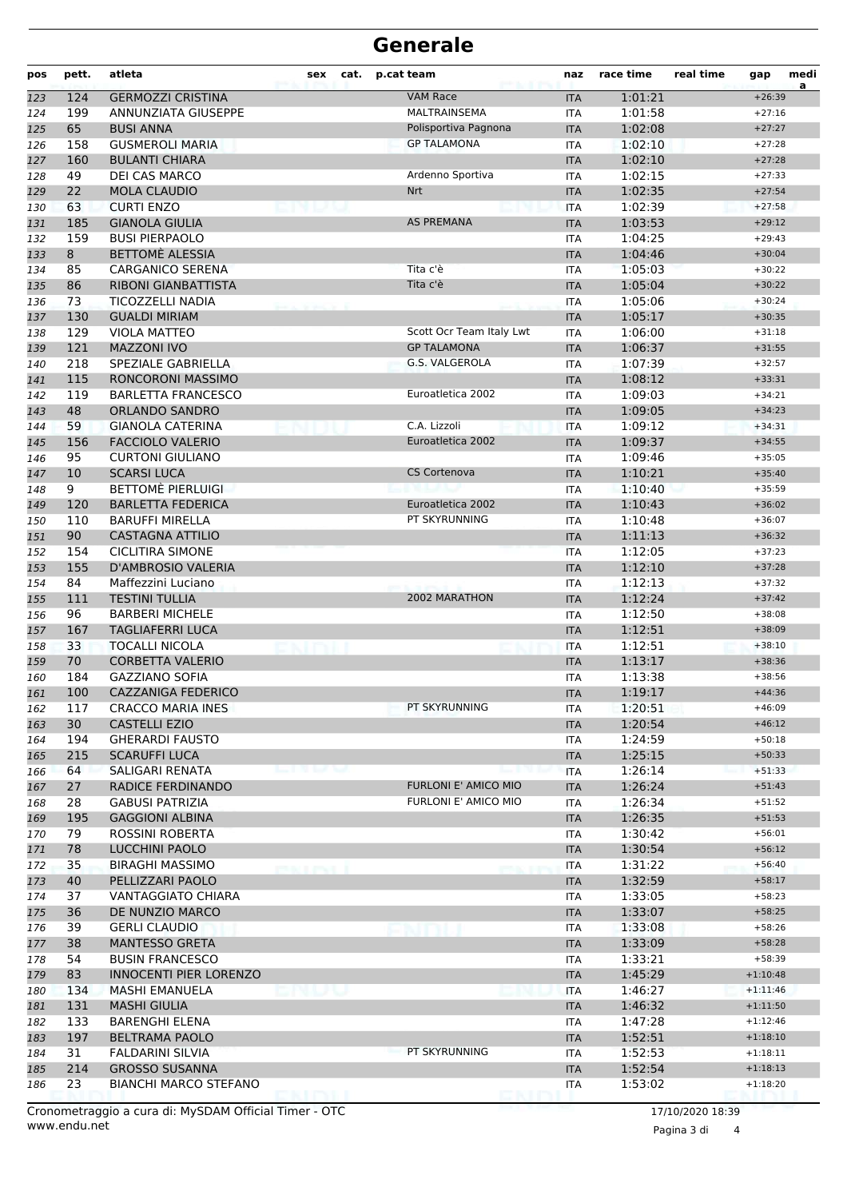# Generale

| pos | pett. | atleta | sex | cat. | p.cat team | naz | race time | real time | gap | medi a |
|---|---|---|---|---|---|---|---|---|---|---|
| 123 | 124 | GERMOZZI CRISTINA | | | VAM Race | ITA | 1:01:21 | | +26:39 | |
| 124 | 199 | ANNUNZIATA GIUSEPPE | | | MALTRAINSEMA | ITA | 1:01:58 | | +27:16 | |
| 125 | 65 | BUSI ANNA | | | Polisportiva Pagnona | ITA | 1:02:08 | | +27:27 | |
| 126 | 158 | GUSMEROLI MARIA | | | GP TALAMONA | ITA | 1:02:10 | | +27:28 | |
| 127 | 160 | BULANTI CHIARA | | | | ITA | 1:02:10 | | +27:28 | |
| 128 | 49 | DEI CAS MARCO | | | Ardenno Sportiva | ITA | 1:02:15 | | +27:33 | |
| 129 | 22 | MOLA CLAUDIO | | | Nrt | ITA | 1:02:35 | | +27:54 | |
| 130 | 63 | CURTI ENZO | | | | ITA | 1:02:39 | | +27:58 | |
| 131 | 185 | GIANOLA GIULIA | | | AS PREMANA | ITA | 1:03:53 | | +29:12 | |
| 132 | 159 | BUSI PIERPAOLO | | | | ITA | 1:04:25 | | +29:43 | |
| 133 | 8 | BETTOMÈ ALESSIA | | | | ITA | 1:04:46 | | +30:04 | |
| 134 | 85 | CARGANICO SERENA | | | Tita c'è | ITA | 1:05:03 | | +30:22 | |
| 135 | 86 | RIBONI GIANBATTISTA | | | Tita c'è | ITA | 1:05:04 | | +30:22 | |
| 136 | 73 | TICOZZELLI NADIA | | | | ITA | 1:05:06 | | +30:24 | |
| 137 | 130 | GUALDI MIRIAM | | | | ITA | 1:05:17 | | +30:35 | |
| 138 | 129 | VIOLA MATTEO | | | Scott Ocr Team Italy Lwt | ITA | 1:06:00 | | +31:18 | |
| 139 | 121 | MAZZONI IVO | | | GP TALAMONA | ITA | 1:06:37 | | +31:55 | |
| 140 | 218 | SPEZIALE GABRIELLA | | | G.S. VALGEROLA | ITA | 1:07:39 | | +32:57 | |
| 141 | 115 | RONCORONI MASSIMO | | | | ITA | 1:08:12 | | +33:31 | |
| 142 | 119 | BARLETTA FRANCESCO | | | Euroatletica 2002 | ITA | 1:09:03 | | +34:21 | |
| 143 | 48 | ORLANDO SANDRO | | | | ITA | 1:09:05 | | +34:23 | |
| 144 | 59 | GIANOLA CATERINA | | | C.A. Lizzoli | ITA | 1:09:12 | | +34:31 | |
| 145 | 156 | FACCIOLO VALERIO | | | Euroatletica 2002 | ITA | 1:09:37 | | +34:55 | |
| 146 | 95 | CURTONI GIULIANO | | | | ITA | 1:09:46 | | +35:05 | |
| 147 | 10 | SCARSI LUCA | | | CS Cortenova | ITA | 1:10:21 | | +35:40 | |
| 148 | 9 | BETTOMÈ PIERLUIGI | | | | ITA | 1:10:40 | | +35:59 | |
| 149 | 120 | BARLETTA FEDERICA | | | Euroatletica 2002 | ITA | 1:10:43 | | +36:02 | |
| 150 | 110 | BARUFFI MIRELLA | | | PT SKYRUNNING | ITA | 1:10:48 | | +36:07 | |
| 151 | 90 | CASTAGNA ATTILIO | | | | ITA | 1:11:13 | | +36:32 | |
| 152 | 154 | CICLITIRA SIMONE | | | | ITA | 1:12:05 | | +37:23 | |
| 153 | 155 | D'AMBROSIO VALERIA | | | | ITA | 1:12:10 | | +37:28 | |
| 154 | 84 | Maffezzini Luciano | | | | ITA | 1:12:13 | | +37:32 | |
| 155 | 111 | TESTINI TULLIA | | | 2002 MARATHON | ITA | 1:12:24 | | +37:42 | |
| 156 | 96 | BARBERI MICHELE | | | | ITA | 1:12:50 | | +38:08 | |
| 157 | 167 | TAGLIAFERRI LUCA | | | | ITA | 1:12:51 | | +38:09 | |
| 158 | 33 | TOCALLI NICOLA | | | | ITA | 1:12:51 | | +38:10 | |
| 159 | 70 | CORBETTA VALERIO | | | | ITA | 1:13:17 | | +38:36 | |
| 160 | 184 | GAZZIANO SOFIA | | | | ITA | 1:13:38 | | +38:56 | |
| 161 | 100 | CAZZANIGA FEDERICO | | | | ITA | 1:19:17 | | +44:36 | |
| 162 | 117 | CRACCO MARIA INES | | | PT SKYRUNNING | ITA | 1:20:51 | | +46:09 | |
| 163 | 30 | CASTELLI EZIO | | | | ITA | 1:20:54 | | +46:12 | |
| 164 | 194 | GHERARDI FAUSTO | | | | ITA | 1:24:59 | | +50:18 | |
| 165 | 215 | SCARUFFI LUCA | | | | ITA | 1:25:15 | | +50:33 | |
| 166 | 64 | SALIGARI RENATA | | | | ITA | 1:26:14 | | +51:33 | |
| 167 | 27 | RADICE FERDINANDO | | | FURLONI E' AMICO MIO | ITA | 1:26:24 | | +51:43 | |
| 168 | 28 | GABUSI PATRIZIA | | | FURLONI E' AMICO MIO | ITA | 1:26:34 | | +51:52 | |
| 169 | 195 | GAGGIONI ALBINA | | | | ITA | 1:26:35 | | +51:53 | |
| 170 | 79 | ROSSINI ROBERTA | | | | ITA | 1:30:42 | | +56:01 | |
| 171 | 78 | LUCCHINI PAOLO | | | | ITA | 1:30:54 | | +56:12 | |
| 172 | 35 | BIRAGHI MASSIMO | | | | ITA | 1:31:22 | | +56:40 | |
| 173 | 40 | PELLIZZARI PAOLO | | | | ITA | 1:32:59 | | +58:17 | |
| 174 | 37 | VANTAGGIATO CHIARA | | | | ITA | 1:33:05 | | +58:23 | |
| 175 | 36 | DE NUNZIO MARCO | | | | ITA | 1:33:07 | | +58:25 | |
| 176 | 39 | GERLI CLAUDIO | | | | ITA | 1:33:08 | | +58:26 | |
| 177 | 38 | MANTESSO GRETA | | | | ITA | 1:33:09 | | +58:28 | |
| 178 | 54 | BUSIN FRANCESCO | | | | ITA | 1:33:21 | | +58:39 | |
| 179 | 83 | INNOCENTI PIER LORENZO | | | | ITA | 1:45:29 | | +1:10:48 | |
| 180 | 134 | MASHI EMANUELA | | | | ITA | 1:46:27 | | +1:11:46 | |
| 181 | 131 | MASHI GIULIA | | | | ITA | 1:46:32 | | +1:11:50 | |
| 182 | 133 | BARENGHI ELENA | | | | ITA | 1:47:28 | | +1:12:46 | |
| 183 | 197 | BELTRAMA PAOLO | | | | ITA | 1:52:51 | | +1:18:10 | |
| 184 | 31 | FALDARINI SILVIA | | | PT SKYRUNNING | ITA | 1:52:53 | | +1:18:11 | |
| 185 | 214 | GROSSO SUSANNA | | | | ITA | 1:52:54 | | +1:18:13 | |
| 186 | 23 | BIANCHI MARCO STEFANO | | | | ITA | 1:53:02 | | +1:18:20 | |

Cronometraggio a cura di: MySDAM Official Timer - OTC
www.endu.net

17/10/2020 18:39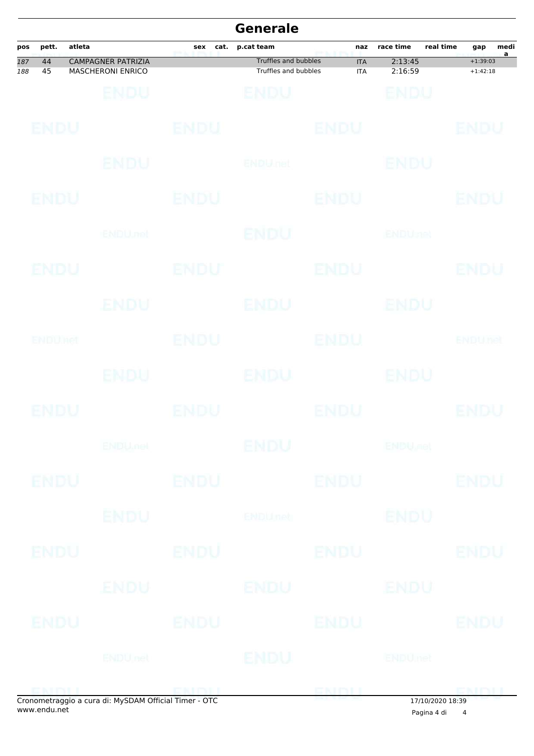# Generale

| pos | pett. | atleta | sex | cat. | p.cat | team | naz | race time | real time | gap | media |
|---|---|---|---|---|---|---|---|---|---|---|---|
| 187 | 44 | CAMPAGNER PATRIZIA | | | | Truffles and bubbles | ITA | 2:13:45 | | +1:39:03 | |
| 188 | 45 | MASCHERONI ENRICO | | | | Truffles and bubbles | ITA | 2:16:59 | | +1:42:18 | |

Cronometraggio a cura di: MySDAM Official Timer - OTC
www.endu.net

17/10/2020 18:39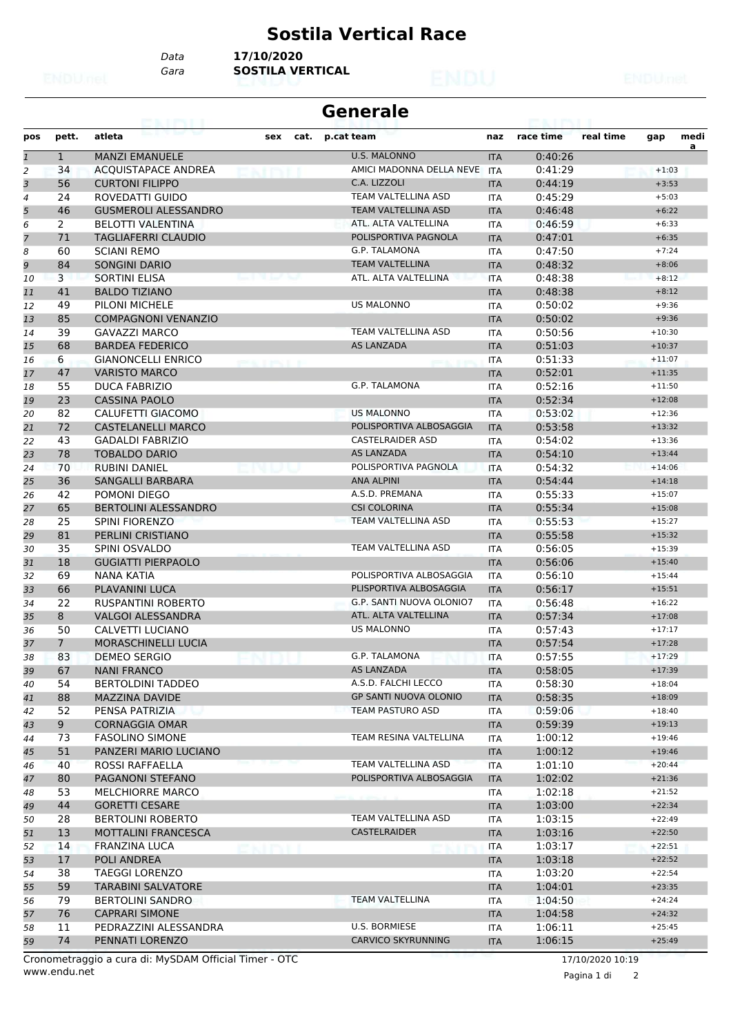# Sostila Vertical Race

Data **17/10/2020**
Gara **SOSTILA VERTICAL**

## Generale

| pos | pett. | atleta | sex | cat. | p.cat team | naz | race time | real time | gap | media |
|---|---|---|---|---|---|---|---|---|---|---|
| 1 | 1 | MANZI EMANUELE | | | U.S. MALONNO | ITA | 0:40:26 | | | |
| 2 | 34 | ACQUISTAPACE ANDREA | | | AMICI MADONNA DELLA NEVE | ITA | 0:41:29 | | +1:03 | |
| 3 | 56 | CURTONI FILIPPO | | | C.A. LIZZOLI | ITA | 0:44:19 | | +3:53 | |
| 4 | 24 | ROVEDATTI GUIDO | | | TEAM VALTELLINA ASD | ITA | 0:45:29 | | +5:03 | |
| 5 | 46 | GUSMEROLI ALESSANDRO | | | TEAM VALTELLINA ASD | ITA | 0:46:48 | | +6:22 | |
| 6 | 2 | BELOTTI VALENTINA | | | ATL. ALTA VALTELLINA | ITA | 0:46:59 | | +6:33 | |
| 7 | 71 | TAGLIAFERRI CLAUDIO | | | POLISPORTIVA PAGNOLA | ITA | 0:47:01 | | +6:35 | |
| 8 | 60 | SCIANI REMO | | | G.P. TALAMONA | ITA | 0:47:50 | | +7:24 | |
| 9 | 84 | SONGINI DARIO | | | TEAM VALTELLINA | ITA | 0:48:32 | | +8:06 | |
| 10 | 3 | SORTINI ELISA | | | ATL. ALTA VALTELLINA | ITA | 0:48:38 | | +8:12 | |
| 11 | 41 | BALDO TIZIANO | | | | ITA | 0:48:38 | | +8:12 | |
| 12 | 49 | PILONI MICHELE | | | US MALONNO | ITA | 0:50:02 | | +9:36 | |
| 13 | 85 | COMPAGNONI VENANZIO | | | | ITA | 0:50:02 | | +9:36 | |
| 14 | 39 | GAVAZZI MARCO | | | TEAM VALTELLINA ASD | ITA | 0:50:56 | | +10:30 | |
| 15 | 68 | BARDEA FEDERICO | | | AS LANZADA | ITA | 0:51:03 | | +10:37 | |
| 16 | 6 | GIANONCELLI ENRICO | | | | ITA | 0:51:33 | | +11:07 | |
| 17 | 47 | VARISTO MARCO | | | | ITA | 0:52:01 | | +11:35 | |
| 18 | 55 | DUCA FABRIZIO | | | G.P. TALAMONA | ITA | 0:52:16 | | +11:50 | |
| 19 | 23 | CASSINA PAOLO | | | | ITA | 0:52:34 | | +12:08 | |
| 20 | 82 | CALUFETTI GIACOMO | | | US MALONNO | ITA | 0:53:02 | | +12:36 | |
| 21 | 72 | CASTELANELLI MARCO | | | POLISPORTIVA ALBOSAGGIA | ITA | 0:53:58 | | +13:32 | |
| 22 | 43 | GADALDI FABRIZIO | | | CASTELRAIDER ASD | ITA | 0:54:02 | | +13:36 | |
| 23 | 78 | TOBALDO DARIO | | | AS LANZADA | ITA | 0:54:10 | | +13:44 | |
| 24 | 70 | RUBINI DANIEL | | | POLISPORTIVA PAGNOLA | ITA | 0:54:32 | | +14:06 | |
| 25 | 36 | SANGALLI BARBARA | | | ANA ALPINI | ITA | 0:54:44 | | +14:18 | |
| 26 | 42 | POMONI DIEGO | | | A.S.D. PREMANA | ITA | 0:55:33 | | +15:07 | |
| 27 | 65 | BERTOLINI ALESSANDRO | | | CSI COLORINA | ITA | 0:55:34 | | +15:08 | |
| 28 | 25 | SPINI FIORENZO | | | TEAM VALTELLINA ASD | ITA | 0:55:53 | | +15:27 | |
| 29 | 81 | PERLINI CRISTIANO | | | | ITA | 0:55:58 | | +15:32 | |
| 30 | 35 | SPINI OSVALDO | | | TEAM VALTELLINA ASD | ITA | 0:56:05 | | +15:39 | |
| 31 | 18 | GUGIATTI PIERPAOLO | | | | ITA | 0:56:06 | | +15:40 | |
| 32 | 69 | NANA KATIA | | | POLISPORTIVA ALBOSAGGIA | ITA | 0:56:10 | | +15:44 | |
| 33 | 66 | PLAVANINI LUCA | | | PLISPORTIVA ALBOSAGGIA | ITA | 0:56:17 | | +15:51 | |
| 34 | 22 | RUSPANTINI ROBERTO | | | G.P. SANTI NUOVA OLONIO7 | ITA | 0:56:48 | | +16:22 | |
| 35 | 8 | VALGOI ALESSANDRA | | | ATL. ALTA VALTELLINA | ITA | 0:57:34 | | +17:08 | |
| 36 | 50 | CALVETTI LUCIANO | | | US MALONNO | ITA | 0:57:43 | | +17:17 | |
| 37 | 7 | MORASCHINELLI LUCIA | | | | ITA | 0:57:54 | | +17:28 | |
| 38 | 83 | DEMEO SERGIO | | | G.P. TALAMONA | ITA | 0:57:55 | | +17:29 | |
| 39 | 67 | NANI FRANCO | | | AS LANZADA | ITA | 0:58:05 | | +17:39 | |
| 40 | 54 | BERTOLDINI TADDEO | | | A.S.D. FALCHI LECCO | ITA | 0:58:30 | | +18:04 | |
| 41 | 88 | MAZZINA DAVIDE | | | GP SANTI NUOVA OLONIO | ITA | 0:58:35 | | +18:09 | |
| 42 | 52 | PENSA PATRIZIA | | | TEAM PASTURO ASD | ITA | 0:59:06 | | +18:40 | |
| 43 | 9 | CORNAGGIA OMAR | | | | ITA | 0:59:39 | | +19:13 | |
| 44 | 73 | FASOLINO SIMONE | | | TEAM RESINA VALTELLINA | ITA | 1:00:12 | | +19:46 | |
| 45 | 51 | PANZERI MARIO LUCIANO | | | | ITA | 1:00:12 | | +19:46 | |
| 46 | 40 | ROSSI RAFFAELLA | | | TEAM VALTELLINA ASD | ITA | 1:01:10 | | +20:44 | |
| 47 | 80 | PAGANONI STEFANO | | | POLISPORTIVA ALBOSAGGIA | ITA | 1:02:02 | | +21:36 | |
| 48 | 53 | MELCHIORRE MARCO | | | | ITA | 1:02:18 | | +21:52 | |
| 49 | 44 | GORETTI CESARE | | | | ITA | 1:03:00 | | +22:34 | |
| 50 | 28 | BERTOLINI ROBERTO | | | TEAM VALTELLINA ASD | ITA | 1:03:15 | | +22:49 | |
| 51 | 13 | MOTTALINI FRANCESCA | | | CASTELRAIDER | ITA | 1:03:16 | | +22:50 | |
| 52 | 14 | FRANZINA LUCA | | | | ITA | 1:03:17 | | +22:51 | |
| 53 | 17 | POLI ANDREA | | | | ITA | 1:03:18 | | +22:52 | |
| 54 | 38 | TAEGGI LORENZO | | | | ITA | 1:03:20 | | +22:54 | |
| 55 | 59 | TARABINI SALVATORE | | | | ITA | 1:04:01 | | +23:35 | |
| 56 | 79 | BERTOLINI SANDRO | | | TEAM VALTELLINA | ITA | 1:04:50 | | +24:24 | |
| 57 | 76 | CAPRARI SIMONE | | | | ITA | 1:04:58 | | +24:32 | |
| 58 | 11 | PEDRAZZINI ALESSANDRA | | | U.S. BORMIESE | ITA | 1:06:11 | | +25:45 | |
| 59 | 74 | PENNATI LORENZO | | | CARVICO SKYRUNNING | ITA | 1:06:15 | | +25:49 | |

Cronometraggio a cura di: MySDAM Official Timer - OTC
www.endu.net

17/10/2020 10:19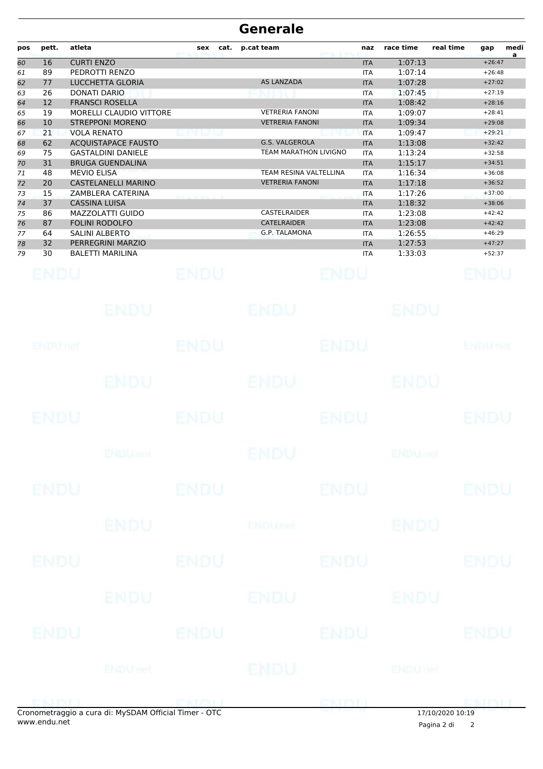# Generale

| pos | pett. | atleta | sex | cat. | p.cat | team | naz | race time | real time | gap | media |
|---|---|---|---|---|---|---|---|---|---|---|---|
| 60 | 16 | CURTI ENZO | | | | | ITA | 1:07:13 | | +26:47 | |
| 61 | 89 | PEDROTTI RENZO | | | | | ITA | 1:07:14 | | +26:48 | |
| 62 | 77 | LUCCHETTA GLORIA | | | | AS LANZADA | ITA | 1:07:28 | | +27:02 | |
| 63 | 26 | DONATI DARIO | | | | | ITA | 1:07:45 | | +27:19 | |
| 64 | 12 | FRANSCI ROSELLA | | | | | ITA | 1:08:42 | | +28:16 | |
| 65 | 19 | MORELLI CLAUDIO VITTORE | | | | VETRERIA FANONI | ITA | 1:09:07 | | +28:41 | |
| 66 | 10 | STREPPONI MORENO | | | | VETRERIA FANONI | ITA | 1:09:34 | | +29:08 | |
| 67 | 21 | VOLA RENATO | | | | | ITA | 1:09:47 | | +29:21 | |
| 68 | 62 | ACQUISTAPACE FAUSTO | | | | G.S. VALGEROLA | ITA | 1:13:08 | | +32:42 | |
| 69 | 75 | GASTALDINI DANIELE | | | | TEAM MARATHON LIVIGNO | ITA | 1:13:24 | | +32:58 | |
| 70 | 31 | BRUGA GUENDALINA | | | | | ITA | 1:15:17 | | +34:51 | |
| 71 | 48 | MEVIO ELISA | | | | TEAM RESINA VALTELLINA | ITA | 1:16:34 | | +36:08 | |
| 72 | 20 | CASTELANELLI MARINO | | | | VETRERIA FANONI | ITA | 1:17:18 | | +36:52 | |
| 73 | 15 | ZAMBLERA CATERINA | | | | | ITA | 1:17:26 | | +37:00 | |
| 74 | 37 | CASSINA LUISA | | | | | ITA | 1:18:32 | | +38:06 | |
| 75 | 86 | MAZZOLATTI GUIDO | | | | CASTELRAIDER | ITA | 1:23:08 | | +42:42 | |
| 76 | 87 | FOLINI RODOLFO | | | | CATELRAIDER | ITA | 1:23:08 | | +42:42 | |
| 77 | 64 | SALINI ALBERTO | | | | G.P. TALAMONA | ITA | 1:26:55 | | +46:29 | |
| 78 | 32 | PERREGRINI MARZIO | | | | | ITA | 1:27:53 | | +47:27 | |
| 79 | 30 | BALETTI MARILINA | | | | | ITA | 1:33:03 | | +52:37 | |

Cronometraggio a cura di: MySDAM Official Timer - OTC
www.endu.net

17/10/2020 10:19